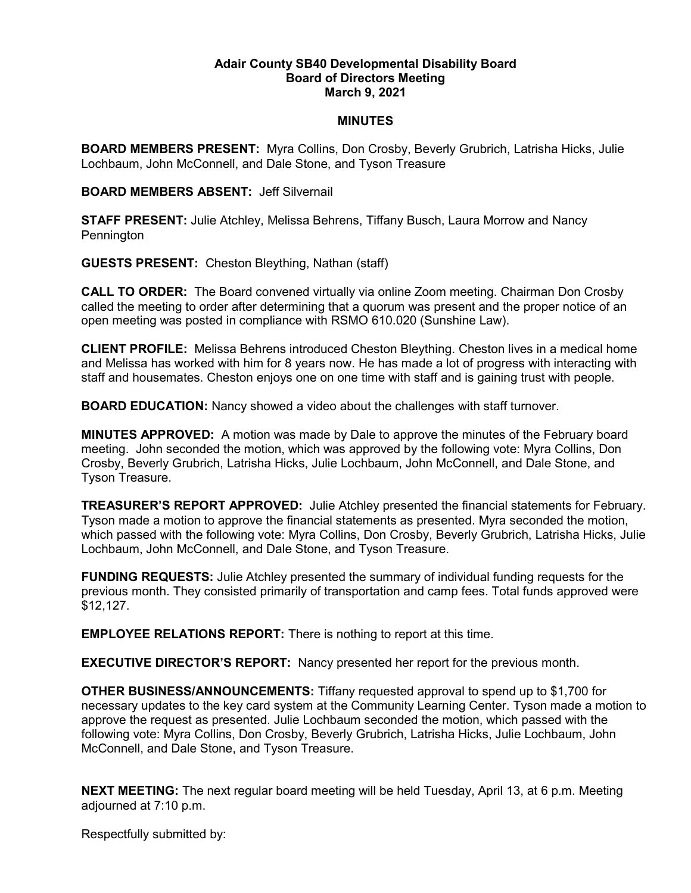**Adair County SB40 Developmental Disability Board**
**Board of Directors Meeting**
**March 9, 2021**

**MINUTES**

**BOARD MEMBERS PRESENT:** Myra Collins, Don Crosby, Beverly Grubrich, Latrisha Hicks, Julie Lochbaum, John McConnell, and Dale Stone, and Tyson Treasure

**BOARD MEMBERS ABSENT:** Jeff Silvernail

**STAFF PRESENT:** Julie Atchley, Melissa Behrens, Tiffany Busch, Laura Morrow and Nancy Pennington

**GUESTS PRESENT:** Cheston Bleything, Nathan (staff)

**CALL TO ORDER:** The Board convened virtually via online Zoom meeting. Chairman Don Crosby called the meeting to order after determining that a quorum was present and the proper notice of an open meeting was posted in compliance with RSMO 610.020 (Sunshine Law).

**CLIENT PROFILE:** Melissa Behrens introduced Cheston Bleything. Cheston lives in a medical home and Melissa has worked with him for 8 years now. He has made a lot of progress with interacting with staff and housemates. Cheston enjoys one on one time with staff and is gaining trust with people.

**BOARD EDUCATION:** Nancy showed a video about the challenges with staff turnover.

**MINUTES APPROVED:** A motion was made by Dale to approve the minutes of the February board meeting. John seconded the motion, which was approved by the following vote: Myra Collins, Don Crosby, Beverly Grubrich, Latrisha Hicks, Julie Lochbaum, John McConnell, and Dale Stone, and Tyson Treasure.

**TREASURER'S REPORT APPROVED:** Julie Atchley presented the financial statements for February. Tyson made a motion to approve the financial statements as presented. Myra seconded the motion, which passed with the following vote: Myra Collins, Don Crosby, Beverly Grubrich, Latrisha Hicks, Julie Lochbaum, John McConnell, and Dale Stone, and Tyson Treasure.

**FUNDING REQUESTS:** Julie Atchley presented the summary of individual funding requests for the previous month. They consisted primarily of transportation and camp fees. Total funds approved were $12,127.

**EMPLOYEE RELATIONS REPORT:** There is nothing to report at this time.

**EXECUTIVE DIRECTOR'S REPORT:** Nancy presented her report for the previous month.

**OTHER BUSINESS/ANNOUNCEMENTS:** Tiffany requested approval to spend up to $1,700 for necessary updates to the key card system at the Community Learning Center. Tyson made a motion to approve the request as presented. Julie Lochbaum seconded the motion, which passed with the following vote: Myra Collins, Don Crosby, Beverly Grubrich, Latrisha Hicks, Julie Lochbaum, John McConnell, and Dale Stone, and Tyson Treasure.

**NEXT MEETING:** The next regular board meeting will be held Tuesday, April 13, at 6 p.m. Meeting adjourned at 7:10 p.m.

Respectfully submitted by: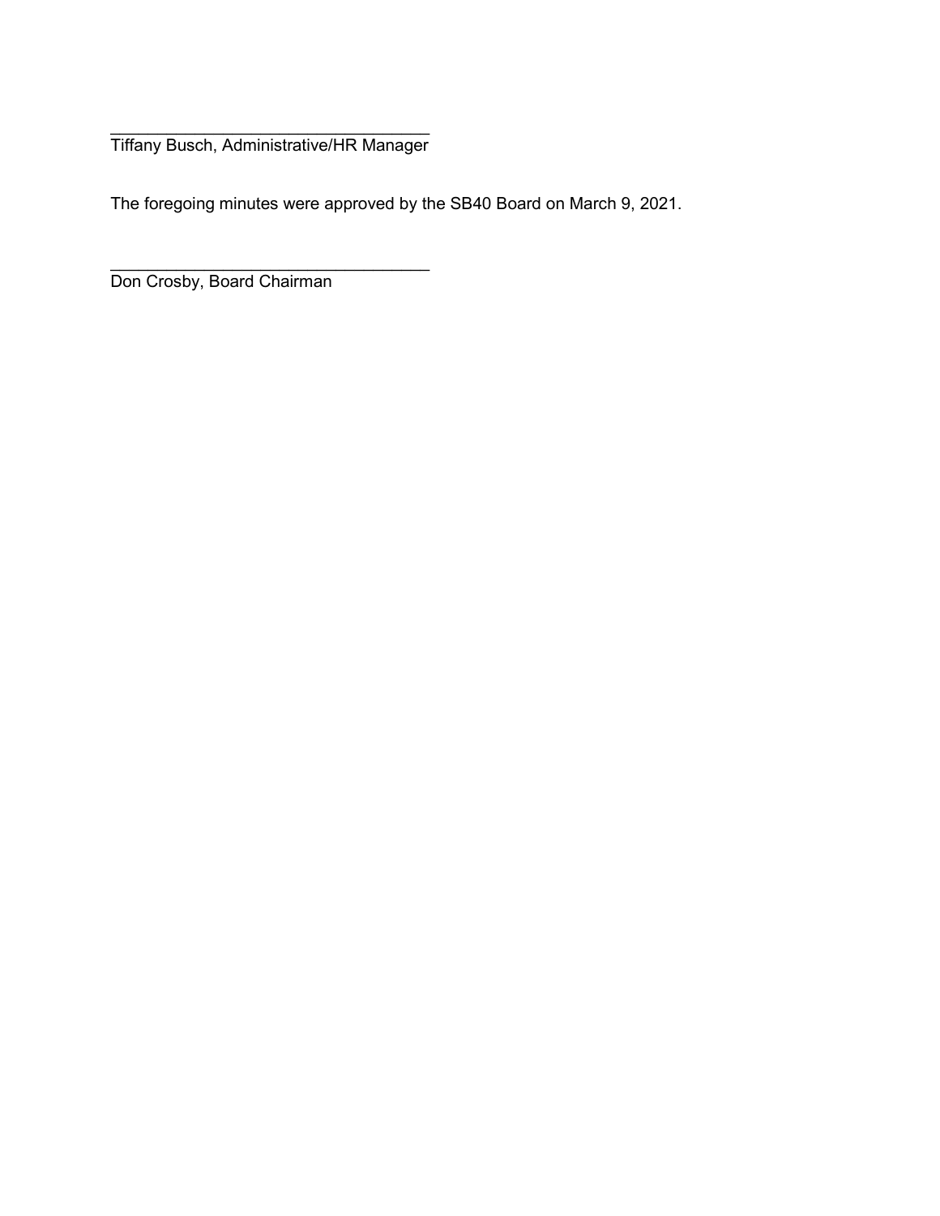\_\_\_\_\_\_\_\_\_\_\_\_\_\_\_\_\_\_\_\_\_\_\_\_\_\_\_\_\_\_\_\_\_\_\_

Tiffany Busch, Administrative/HR Manager

The foregoing minutes were approved by the SB40 Board on March 9, 2021.

\_\_\_\_\_\_\_\_\_\_\_\_\_\_\_\_\_\_\_\_\_\_\_\_\_\_\_\_\_\_\_\_\_\_\_

Don Crosby, Board Chairman